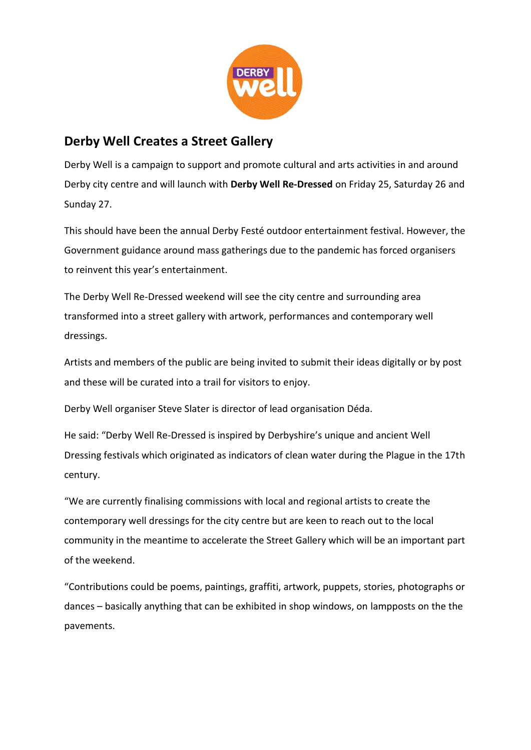## Derby Well Creates a Street Gallery

Derby Well is a campaign to support and promote cultural and arts activities in and around Derby city centre and will launch with **Derby Well Re-Dressed** on Friday 25, Saturday 26 and Sunday 27.

This should have been the annual Derby Festé outdoor entertainment festival. However, the Government guidance around mass gatherings due to the pandemic has forced organisers to reinvent this year's entertainment.

The Derby Well Re-Dressed weekend will see the city centre and surrounding area transformed into a street gallery with artwork, performances and contemporary well dressings.

Artists and members of the public are being invited to submit their ideas digitally or by post and these will be curated into a trail for visitors to enjoy.

Derby Well organiser Steve Slater is director of lead organisation Déda.

He said: "Derby Well Re-Dressed is inspired by Derbyshire's unique and ancient Well Dressing festivals which originated as indicators of clean water during the Plague in the 17th century.

"We are currently finalising commissions with local and regional artists to create the contemporary well dressings for the city centre but are keen to reach out to the local community in the meantime to accelerate the Street Gallery which will be an important part of the weekend.

"Contributions could be poems, paintings, graffiti, artwork, puppets, stories, photographs or dances – basically anything that can be exhibited in shop windows, on lampposts on the the pavements.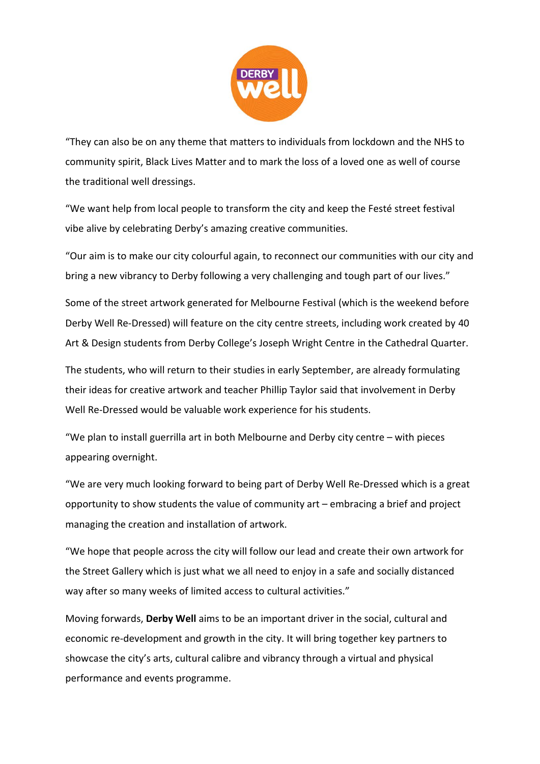"They can also be on any theme that matters to individuals from lockdown and the NHS to community spirit, Black Lives Matter and to mark the loss of a loved one as well of course the traditional well dressings.

"We want help from local people to transform the city and keep the Festé street festival vibe alive by celebrating Derby's amazing creative communities.

"Our aim is to make our city colourful again, to reconnect our communities with our city and bring a new vibrancy to Derby following a very challenging and tough part of our lives."

Some of the street artwork generated for Melbourne Festival (which is the weekend before Derby Well Re-Dressed) will feature on the city centre streets, including work created by 40 Art & Design students from Derby College's Joseph Wright Centre in the Cathedral Quarter.

The students, who will return to their studies in early September, are already formulating their ideas for creative artwork and teacher Phillip Taylor said that involvement in Derby Well Re-Dressed would be valuable work experience for his students.

"We plan to install guerrilla art in both Melbourne and Derby city centre – with pieces appearing overnight.

"We are very much looking forward to being part of Derby Well Re-Dressed which is a great opportunity to show students the value of community art – embracing a brief and project managing the creation and installation of artwork.

"We hope that people across the city will follow our lead and create their own artwork for the Street Gallery which is just what we all need to enjoy in a safe and socially distanced way after so many weeks of limited access to cultural activities."

Moving forwards, **Derby Well** aims to be an important driver in the social, cultural and economic re-development and growth in the city. It will bring together key partners to showcase the city's arts, cultural calibre and vibrancy through a virtual and physical performance and events programme.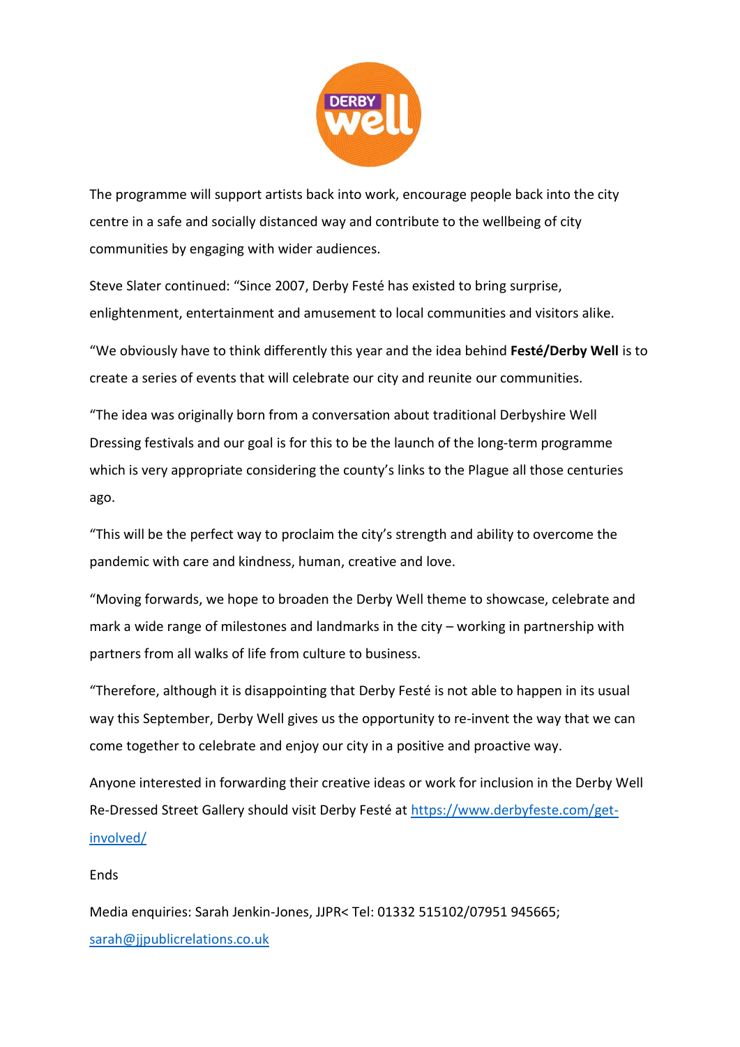The programme will support artists back into work, encourage people back into the city centre in a safe and socially distanced way and contribute to the wellbeing of city communities by engaging with wider audiences.

Steve Slater continued: "Since 2007, Derby Festé has existed to bring surprise, enlightenment, entertainment and amusement to local communities and visitors alike.

"We obviously have to think differently this year and the idea behind **Festé/Derby Well** is to create a series of events that will celebrate our city and reunite our communities.

"The idea was originally born from a conversation about traditional Derbyshire Well Dressing festivals and our goal is for this to be the launch of the long-term programme which is very appropriate considering the county's links to the Plague all those centuries ago.

"This will be the perfect way to proclaim the city's strength and ability to overcome the pandemic with care and kindness, human, creative and love.

"Moving forwards, we hope to broaden the Derby Well theme to showcase, celebrate and mark a wide range of milestones and landmarks in the city – working in partnership with partners from all walks of life from culture to business.

"Therefore, although it is disappointing that Derby Festé is not able to happen in its usual way this September, Derby Well gives us the opportunity to re-invent the way that we can come together to celebrate and enjoy our city in a positive and proactive way.

Anyone interested in forwarding their creative ideas or work for inclusion in the Derby Well Re-Dressed Street Gallery should visit Derby Festé at [https://www.derbyfeste.com/get-involved/](https://www.derbyfeste.com/get-involved/)

Ends

Media enquiries: Sarah Jenkin-Jones, JJPR< Tel: 01332 515102/07951 945665; [sarah@jjpublicrelations.co.uk](mailto:sarah@jjpublicrelations.co.uk)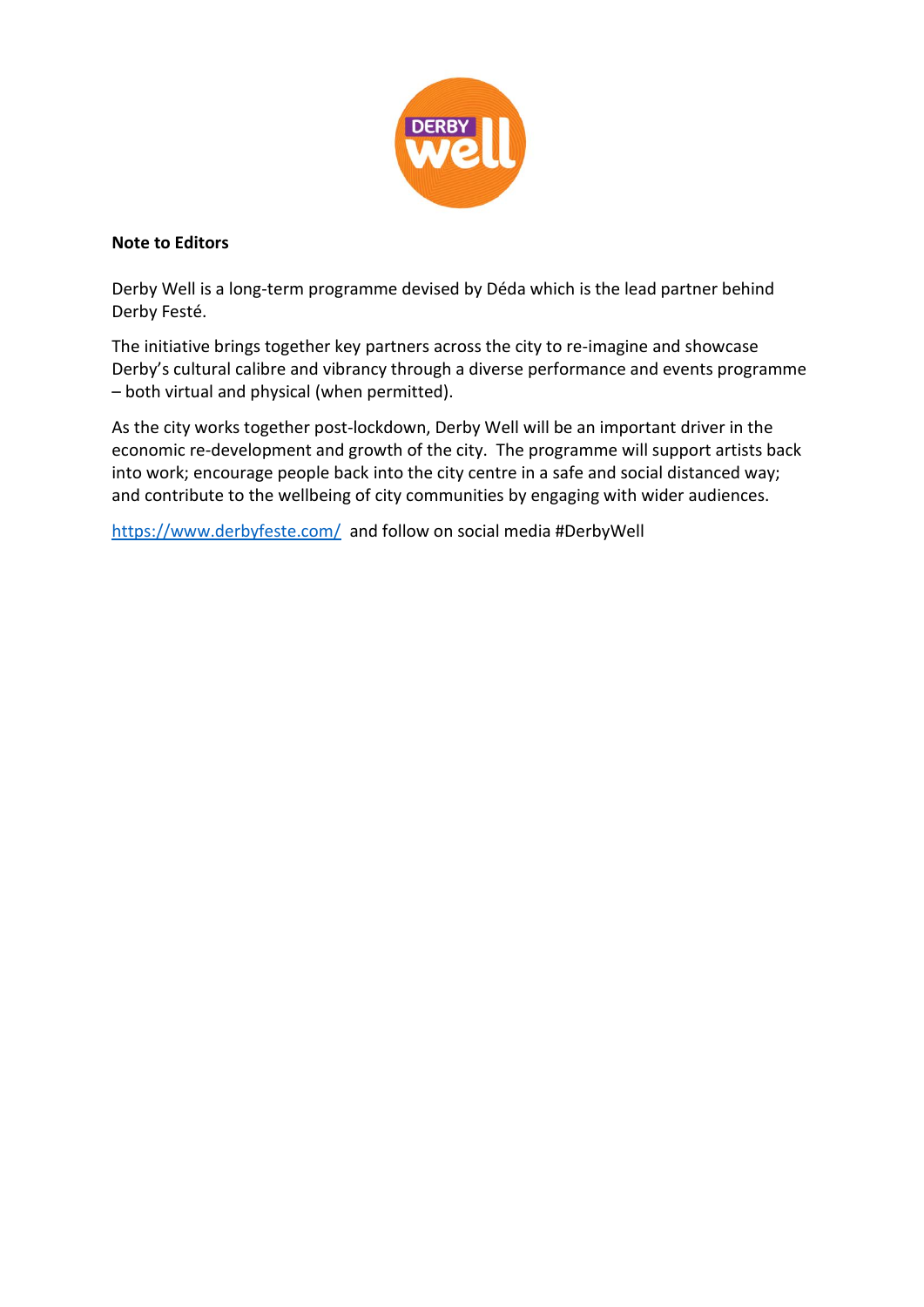**Note to Editors**

Derby Well is a long-term programme devised by Déda which is the lead partner behind Derby Festé.

The initiative brings together key partners across the city to re-imagine and showcase Derby's cultural calibre and vibrancy through a diverse performance and events programme – both virtual and physical (when permitted).

As the city works together post-lockdown, Derby Well will be an important driver in the economic re-development and growth of the city. The programme will support artists back into work; encourage people back into the city centre in a safe and social distanced way; and contribute to the wellbeing of city communities by engaging with wider audiences.

https://www.derbyfeste.com/ and follow on social media #DerbyWell